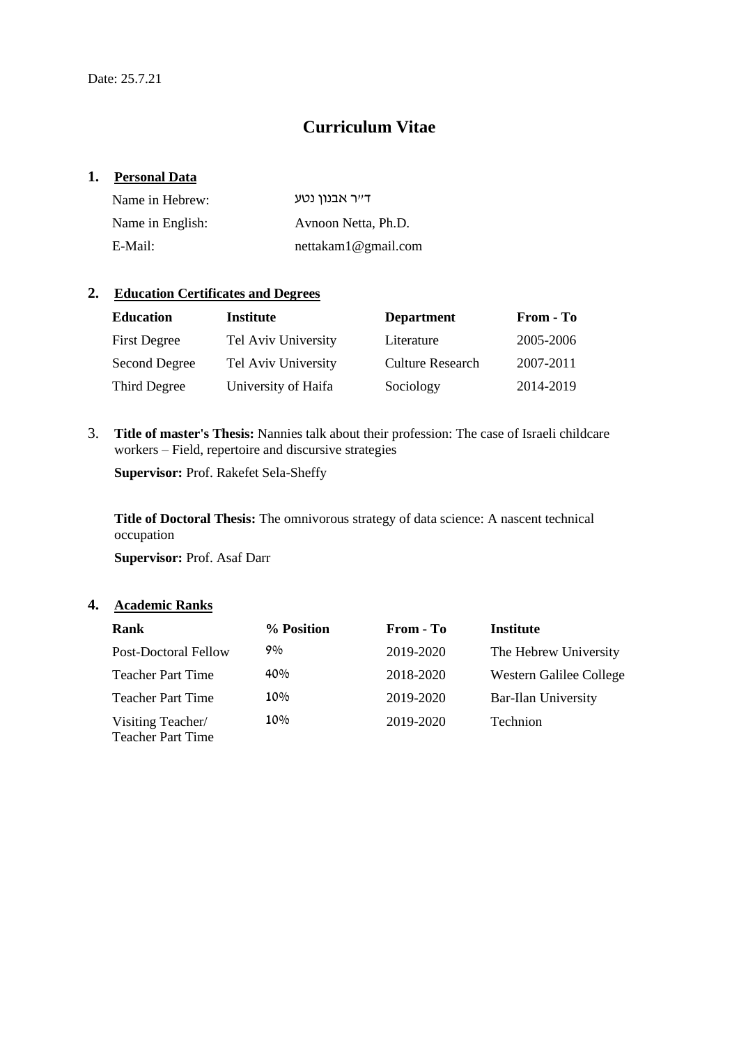Date: 25.7.21

# Curriculum Vitae

## 1. Personal Data

| | |
|---|---|
| Name in Hebrew: | ד"ר אבנון נטע |
| Name in English: | Avnoon Netta, Ph.D. |
| E-Mail: | nettakam1@gmail.com |

## 2. Education Certificates and Degrees

| Education | Institute | Department | From - To |
|---|---|---|---|
| First Degree | Tel Aviv University | Literature | 2005-2006 |
| Second Degree | Tel Aviv University | Culture Research | 2007-2011 |
| Third Degree | University of Haifa | Sociology | 2014-2019 |

3. **Title of master's Thesis:** Nannies talk about their profession: The case of Israeli childcare workers – Field, repertoire and discursive strategies

   **Supervisor:** Prof. Rakefet Sela-Sheffy

   **Title of Doctoral Thesis:** The omnivorous strategy of data science: A nascent technical occupation

   **Supervisor:** Prof. Asaf Darr

## 4. Academic Ranks

| Rank | % Position | From - To | Institute |
|---|---|---|---|
| Post-Doctoral Fellow | 9% | 2019-2020 | The Hebrew University |
| Teacher Part Time | 40% | 2018-2020 | Western Galilee College |
| Teacher Part Time | 10% | 2019-2020 | Bar-Ilan University |
| Visiting Teacher/ Teacher Part Time | 10% | 2019-2020 | Technion |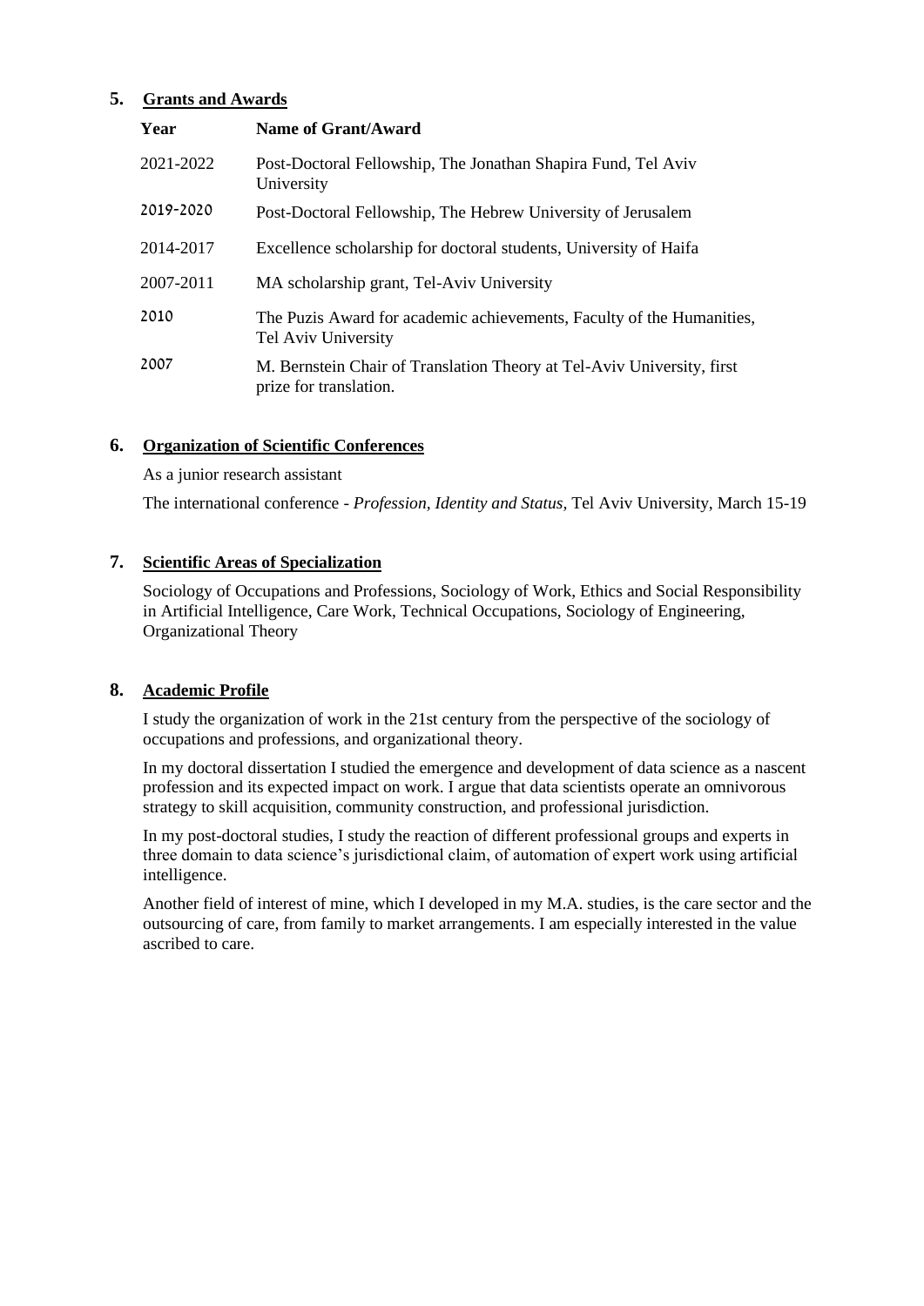## 5. Grants and Awards

| Year | Name of Grant/Award |
|---|---|
| 2021-2022 | Post-Doctoral Fellowship, The Jonathan Shapira Fund, Tel Aviv University |
| 2019-2020 | Post-Doctoral Fellowship, The Hebrew University of Jerusalem |
| 2014-2017 | Excellence scholarship for doctoral students, University of Haifa |
| 2007-2011 | MA scholarship grant, Tel-Aviv University |
| 2010 | The Puzis Award for academic achievements, Faculty of the Humanities, Tel Aviv University |
| 2007 | M. Bernstein Chair of Translation Theory at Tel-Aviv University, first prize for translation. |

## 6. Organization of Scientific Conferences

As a junior research assistant

The international conference - *Profession, Identity and Status,* Tel Aviv University, March 15-19

## 7. Scientific Areas of Specialization

Sociology of Occupations and Professions, Sociology of Work, Ethics and Social Responsibility in Artificial Intelligence, Care Work, Technical Occupations, Sociology of Engineering, Organizational Theory

## 8. Academic Profile

I study the organization of work in the 21st century from the perspective of the sociology of occupations and professions, and organizational theory.

In my doctoral dissertation I studied the emergence and development of data science as a nascent profession and its expected impact on work. I argue that data scientists operate an omnivorous strategy to skill acquisition, community construction, and professional jurisdiction.

In my post-doctoral studies, I study the reaction of different professional groups and experts in three domain to data science's jurisdictional claim, of automation of expert work using artificial intelligence.

Another field of interest of mine, which I developed in my M.A. studies, is the care sector and the outsourcing of care, from family to market arrangements. I am especially interested in the value ascribed to care.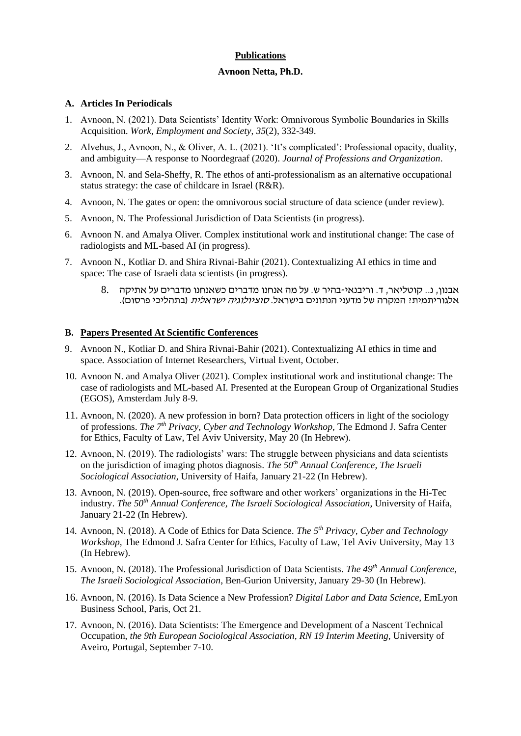**Publications**

**Avnoon Netta, Ph.D.**

## A. Articles In Periodicals

1. Avnoon, N. (2021). Data Scientists' Identity Work: Omnivorous Symbolic Boundaries in Skills Acquisition. *Work, Employment and Society*, *35*(2), 332-349.
2. Alvehus, J., Avnoon, N., & Oliver, A. L. (2021). 'It's complicated': Professional opacity, duality, and ambiguity—A response to Noordegraaf (2020). *Journal of Professions and Organization*.
3. Avnoon, N. and Sela-Sheffy, R. The ethos of anti-professionalism as an alternative occupational status strategy: the case of childcare in Israel (R&R).
4. Avnoon, N. The gates or open: the omnivorous social structure of data science (under review).
5. Avnoon, N. The Professional Jurisdiction of Data Scientists (in progress).
6. Avnoon N. and Amalya Oliver. Complex institutional work and institutional change: The case of radiologists and ML-based AI (in progress).
7. Avnoon N., Kotliar D. and Shira Rivnai-Bahir (2021). Contextualizing AI ethics in time and space: The case of Israeli data scientists (in progress).
8. אבנון, נ.. קוטליאר, ד. וריבנאי-בהיר ש. על מה אנחנו מדברים כשאנחנו מדברים על אתיקה אלגוריתמית? המקרה של מדעני הנתונים בישראל. *סוציולוגיה ישראלית* (בתהליכי פרסום).

## B. <u>Papers Presented At Scientific Conferences</u>

9. Avnoon N., Kotliar D. and Shira Rivnai-Bahir (2021). Contextualizing AI ethics in time and space. Association of Internet Researchers, Virtual Event, October.
10. Avnoon N. and Amalya Oliver (2021). Complex institutional work and institutional change: The case of radiologists and ML-based AI. Presented at the European Group of Organizational Studies (EGOS), Amsterdam July 8-9.
11. Avnoon, N. (2020). A new profession in born? Data protection officers in light of the sociology of professions. *The 7th Privacy, Cyber and Technology Workshop*, The Edmond J. Safra Center for Ethics, Faculty of Law, Tel Aviv University, May 20 (In Hebrew).
12. Avnoon, N. (2019). The radiologists' wars: The struggle between physicians and data scientists on the jurisdiction of imaging photos diagnosis. *The 50th Annual Conference, The Israeli Sociological Association*, University of Haifa, January 21-22 (In Hebrew).
13. Avnoon, N. (2019). Open-source, free software and other workers' organizations in the Hi-Tec industry. *The 50th Annual Conference, The Israeli Sociological Association*, University of Haifa, January 21-22 (In Hebrew).
14. Avnoon, N. (2018). A Code of Ethics for Data Science. *The 5th Privacy, Cyber and Technology Workshop*, The Edmond J. Safra Center for Ethics, Faculty of Law, Tel Aviv University, May 13 (In Hebrew).
15. Avnoon, N. (2018). The Professional Jurisdiction of Data Scientists. *The 49th Annual Conference, The Israeli Sociological Association*, Ben-Gurion University, January 29-30 (In Hebrew).
16. Avnoon, N. (2016). Is Data Science a New Profession? *Digital Labor and Data Science*, EmLyon Business School, Paris, Oct 21.
17. Avnoon, N. (2016). Data Scientists: The Emergence and Development of a Nascent Technical Occupation, *the 9th European Sociological Association, RN 19 Interim Meeting*, University of Aveiro, Portugal, September 7-10.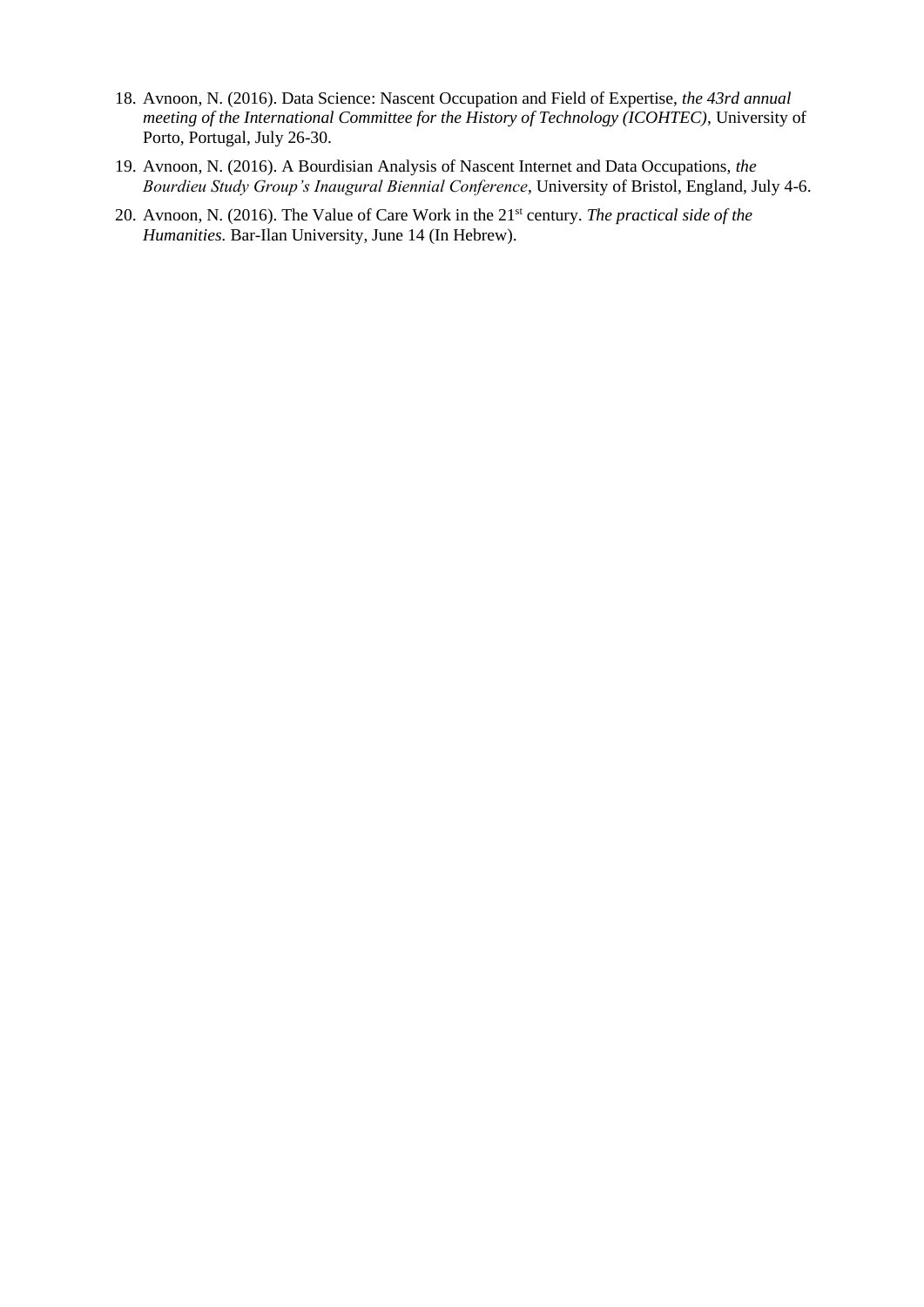18. Avnoon, N. (2016). Data Science: Nascent Occupation and Field of Expertise, *the 43rd annual meeting of the International Committee for the History of Technology (ICOHTEC)*, University of Porto, Portugal, July 26-30.
19. Avnoon, N. (2016). A Bourdisian Analysis of Nascent Internet and Data Occupations, *the Bourdieu Study Group's Inaugural Biennial Conference*, University of Bristol, England, July 4-6.
20. Avnoon, N. (2016). The Value of Care Work in the 21st century. *The practical side of the Humanities.* Bar-Ilan University, June 14 (In Hebrew).